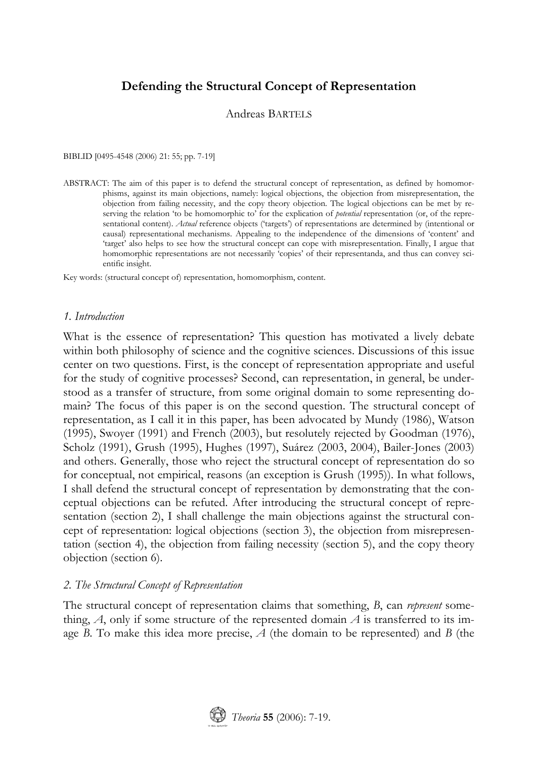# Defending the Structural Concept of Representation

Andreas BARTELS

BIBLID [0495-4548 (2006) 21: 55; pp. 7-19]

ABSTRACT: The aim of this paper is to defend the structural concept of representation, as defined by homomorphisms, against its main objections, namely: logical objections, the objection from misrepresentation, the objection from failing necessity, and the copy theory objection. The logical objections can be met by reserving the relation 'to be homomorphic to' for the explication of *potential* representation (or, of the representational content). *Actual* reference objects ('targets') of representations are determined by (intentional or causal) representational mechanisms. Appealing to the independence of the dimensions of 'content' and 'target' also helps to see how the structural concept can cope with misrepresentation. Finally, I argue that homomorphic representations are not necessarily 'copies' of their representanda, and thus can convey scientific insight.

Key words: (structural concept of) representation, homomorphism, content.

## *1. Introduction*

What is the essence of representation? This question has motivated a lively debate within both philosophy of science and the cognitive sciences. Discussions of this issue center on two questions. First, is the concept of representation appropriate and useful for the study of cognitive processes? Second, can representation, in general, be understood as a transfer of structure, from some original domain to some representing domain? The focus of this paper is on the second question. The structural concept of representation, as I call it in this paper, has been advocated by Mundy (1986), Watson (1995), Swoyer (1991) and French (2003), but resolutely rejected by Goodman (1976), Scholz (1991), Grush (1995), Hughes (1997), Suárez (2003, 2004), Bailer-Jones (2003) and others. Generally, those who reject the structural concept of representation do so for conceptual, not empirical, reasons (an exception is Grush (1995)). In what follows, I shall defend the structural concept of representation by demonstrating that the conceptual objections can be refuted. After introducing the structural concept of representation (section 2), I shall challenge the main objections against the structural concept of representation: logical objections (section 3), the objection from misrepresentation (section 4), the objection from failing necessity (section 5), and the copy theory objection (section 6).

## *2. The Structural Concept of Representation*

The structural concept of representation claims that something, *B*, can *represent* something, *A*, only if some structure of the represented domain *A* is transferred to its image *B*. To make this idea more precise, *A* (the domain to be represented) and *B* (the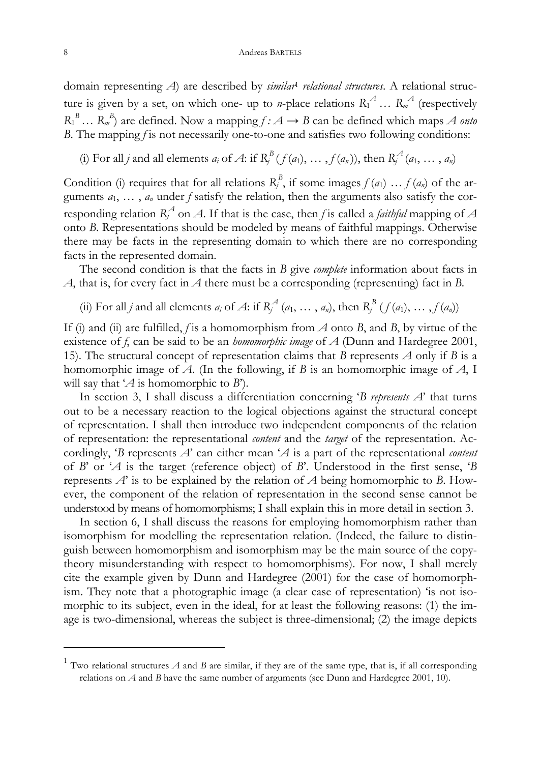domain representing $A$) are described by *similar*[1] *relational structures*. A relational structure is given by a set, on which one- up to $n$-place relations $R_1^A \ldots R_m^A$ (respectively $R_1^B \ldots R_m^B$) are defined. Now a mapping $f: A \rightarrow B$ can be defined which maps $A$ *onto* $B$. The mapping $f$ is not necessarily one-to-one and satisfies two following conditions:

(i) For all $j$ and all elements $a_i$ of $A$: if $R_j^B(f(a_1), \ldots, f(a_n))$, then $R_j^A(a_1, \ldots, a_n)$

Condition (i) requires that for all relations $R_j^B$, if some images $f(a_1) \ldots f(a_n)$ of the arguments $a_1, \ldots, a_n$ under $f$ satisfy the relation, then the arguments also satisfy the corresponding relation $R_j^A$ on $A$. If that is the case, then $f$ is called a *faithful* mapping of $A$ onto $B$. Representations should be modeled by means of faithful mappings. Otherwise there may be facts in the representing domain to which there are no corresponding facts in the represented domain.

The second condition is that the facts in $B$ give *complete* information about facts in $A$, that is, for every fact in $A$ there must be a corresponding (representing) fact in $B$.

(ii) For all $j$ and all elements $a_i$ of $A$: if $R_j^A(a_1, \ldots, a_n)$, then $R_j^B(f(a_1), \ldots, f(a_n))$

If (i) and (ii) are fulfilled, $f$ is a homomorphism from $A$ onto $B$, and $B$, by virtue of the existence of $f$, can be said to be an *homomorphic image* of $A$ (Dunn and Hardegree 2001, 15). The structural concept of representation claims that $B$ represents $A$ only if $B$ is a homomorphic image of $A$. (In the following, if $B$ is an homomorphic image of $A$, I will say that '$A$ is homomorphic to $B$').

In section 3, I shall discuss a differentiation concerning '$B$ *represents* $A$' that turns out to be a necessary reaction to the logical objections against the structural concept of representation. I shall then introduce two independent components of the relation of representation: the representational *content* and the *target* of the representation. Accordingly, '$B$ represents $A$' can either mean '$A$ is a part of the representational *content* of $B$' or '$A$ is the target (reference object) of $B$'. Understood in the first sense, '$B$ represents $A$' is to be explained by the relation of $A$ being homomorphic to $B$. However, the component of the relation of representation in the second sense cannot be understood by means of homomorphisms; I shall explain this in more detail in section 3.

In section 6, I shall discuss the reasons for employing homomorphism rather than isomorphism for modelling the representation relation. (Indeed, the failure to distinguish between homomorphism and isomorphism may be the main source of the copy-theory misunderstanding with respect to homomorphisms). For now, I shall merely cite the example given by Dunn and Hardegree (2001) for the case of homomorphism. They note that a photographic image (a clear case of representation) 'is not isomorphic to its subject, even in the ideal, for at least the following reasons: (1) the image is two-dimensional, whereas the subject is three-dimensional; (2) the image depicts

[1] Two relational structures $A$ and $B$ are similar, if they are of the same type, that is, if all corresponding relations on $A$ and $B$ have the same number of arguments (see Dunn and Hardegree 2001, 10).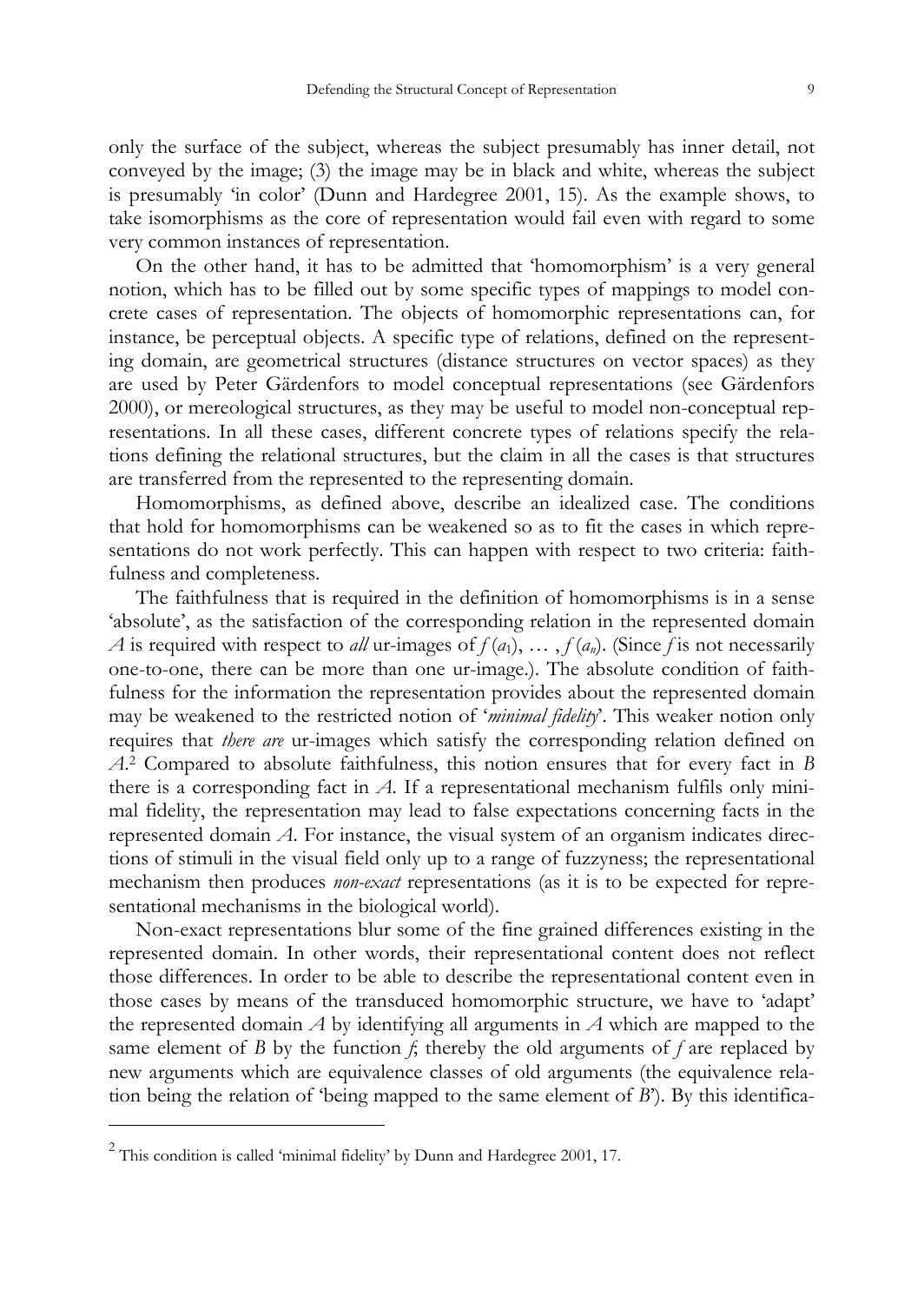only the surface of the subject, whereas the subject presumably has inner detail, not conveyed by the image; (3) the image may be in black and white, whereas the subject is presumably 'in color' (Dunn and Hardegree 2001, 15). As the example shows, to take isomorphisms as the core of representation would fail even with regard to some very common instances of representation.

On the other hand, it has to be admitted that 'homomorphism' is a very general notion, which has to be filled out by some specific types of mappings to model concrete cases of representation. The objects of homomorphic representations can, for instance, be perceptual objects. A specific type of relations, defined on the representing domain, are geometrical structures (distance structures on vector spaces) as they are used by Peter Gärdenfors to model conceptual representations (see Gärdenfors 2000), or mereological structures, as they may be useful to model non-conceptual representations. In all these cases, different concrete types of relations specify the relations defining the relational structures, but the claim in all the cases is that structures are transferred from the represented to the representing domain.

Homomorphisms, as defined above, describe an idealized case. The conditions that hold for homomorphisms can be weakened so as to fit the cases in which representations do not work perfectly. This can happen with respect to two criteria: faithfulness and completeness.

The faithfulness that is required in the definition of homomorphisms is in a sense 'absolute', as the satisfaction of the corresponding relation in the represented domain $A$ is required with respect to *all* ur-images of $f(a_1), \ldots, f(a_n)$. (Since $f$ is not necessarily one-to-one, there can be more than one ur-image.). The absolute condition of faithfulness for the information the representation provides about the represented domain may be weakened to the restricted notion of '*minimal fidelity*'. This weaker notion only requires that *there are* ur-images which satisfy the corresponding relation defined on $A$.[2] Compared to absolute faithfulness, this notion ensures that for every fact in $B$ there is a corresponding fact in $A$. If a representational mechanism fulfils only minimal fidelity, the representation may lead to false expectations concerning facts in the represented domain $A$. For instance, the visual system of an organism indicates directions of stimuli in the visual field only up to a range of fuzzyness; the representational mechanism then produces *non-exact* representations (as it is to be expected for representational mechanisms in the biological world).

Non-exact representations blur some of the fine grained differences existing in the represented domain. In other words, their representational content does not reflect those differences. In order to be able to describe the representational content even in those cases by means of the transduced homomorphic structure, we have to 'adapt' the represented domain $A$ by identifying all arguments in $A$ which are mapped to the same element of $B$ by the function $f$; thereby the old arguments of $f$ are replaced by new arguments which are equivalence classes of old arguments (the equivalence relation being the relation of 'being mapped to the same element of $B$'). By this identifica-

[2] This condition is called 'minimal fidelity' by Dunn and Hardegree 2001, 17.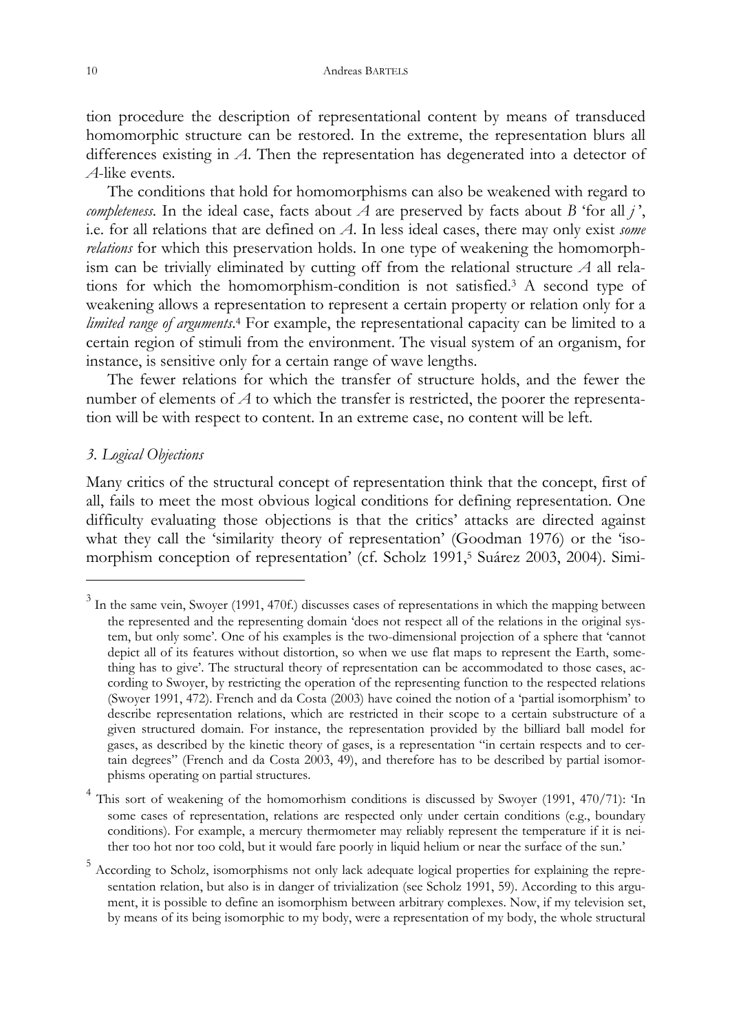tion procedure the description of representational content by means of transduced homomorphic structure can be restored. In the extreme, the representation blurs all differences existing in *A*. Then the representation has degenerated into a detector of *A*-like events.

The conditions that hold for homomorphisms can also be weakened with regard to *completeness*. In the ideal case, facts about *A* are preserved by facts about *B* 'for all *j* ', i.e. for all relations that are defined on *A*. In less ideal cases, there may only exist *some relations* for which this preservation holds. In one type of weakening the homomorphism can be trivially eliminated by cutting off from the relational structure *A* all relations for which the homomorphism-condition is not satisfied.[3] A second type of weakening allows a representation to represent a certain property or relation only for a *limited range of arguments*.[4] For example, the representational capacity can be limited to a certain region of stimuli from the environment. The visual system of an organism, for instance, is sensitive only for a certain range of wave lengths.

The fewer relations for which the transfer of structure holds, and the fewer the number of elements of *A* to which the transfer is restricted, the poorer the representation will be with respect to content. In an extreme case, no content will be left.

### *3. Logical Objections*

Many critics of the structural concept of representation think that the concept, first of all, fails to meet the most obvious logical conditions for defining representation. One difficulty evaluating those objections is that the critics' attacks are directed against what they call the 'similarity theory of representation' (Goodman 1976) or the 'isomorphism conception of representation' (cf. Scholz 1991,[5] Suárez 2003, 2004). Simi-

---

[3] In the same vein, Swoyer (1991, 470f.) discusses cases of representations in which the mapping between the represented and the representing domain 'does not respect all of the relations in the original system, but only some'. One of his examples is the two-dimensional projection of a sphere that 'cannot depict all of its features without distortion, so when we use flat maps to represent the Earth, something has to give'. The structural theory of representation can be accommodated to those cases, according to Swoyer, by restricting the operation of the representing function to the respected relations (Swoyer 1991, 472). French and da Costa (2003) have coined the notion of a 'partial isomorphism' to describe representation relations, which are restricted in their scope to a certain substructure of a given structured domain. For instance, the representation provided by the billiard ball model for gases, as described by the kinetic theory of gases, is a representation "in certain respects and to certain degrees" (French and da Costa 2003, 49), and therefore has to be described by partial isomorphisms operating on partial structures.

[4] This sort of weakening of the homomorhism conditions is discussed by Swoyer (1991, 470/71): 'In some cases of representation, relations are respected only under certain conditions (e.g., boundary conditions). For example, a mercury thermometer may reliably represent the temperature if it is neither too hot nor too cold, but it would fare poorly in liquid helium or near the surface of the sun.'

[5] According to Scholz, isomorphisms not only lack adequate logical properties for explaining the representation relation, but also is in danger of trivialization (see Scholz 1991, 59). According to this argument, it is possible to define an isomorphism between arbitrary complexes. Now, if my television set, by means of its being isomorphic to my body, were a representation of my body, the whole structural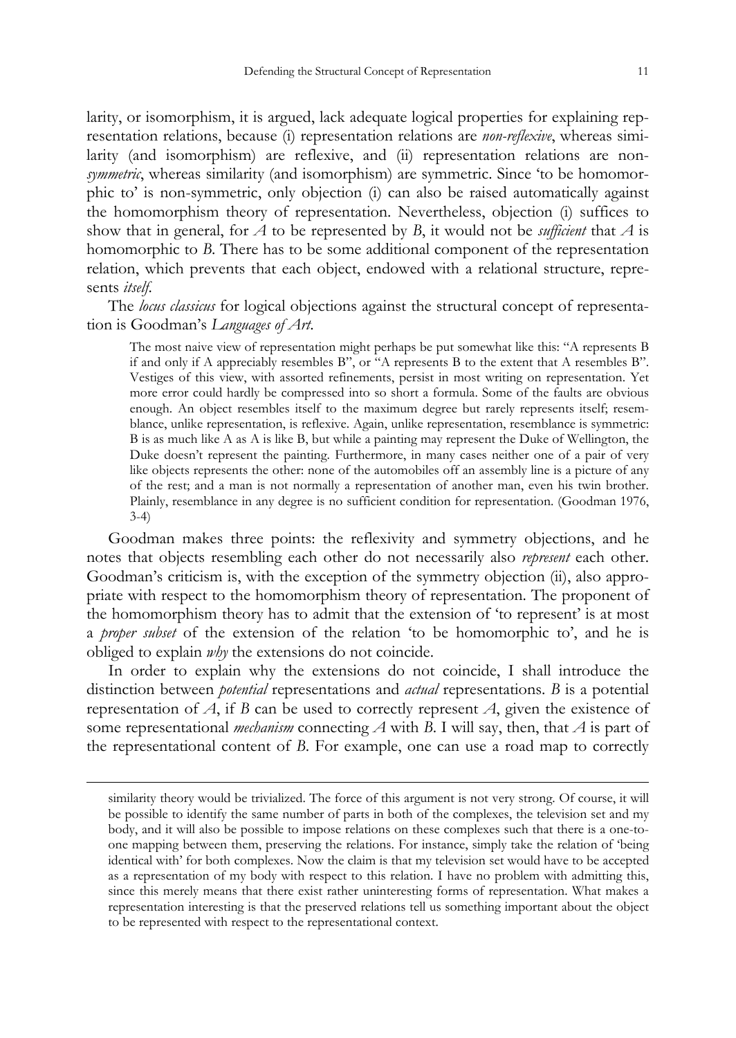larity, or isomorphism, it is argued, lack adequate logical properties for explaining representation relations, because (i) representation relations are *non-reflexive*, whereas similarity (and isomorphism) are reflexive, and (ii) representation relations are non-*symmetric*, whereas similarity (and isomorphism) are symmetric. Since 'to be homomorphic to' is non-symmetric, only objection (i) can also be raised automatically against the homomorphism theory of representation. Nevertheless, objection (i) suffices to show that in general, for *A* to be represented by *B*, it would not be *sufficient* that *A* is homomorphic to *B*. There has to be some additional component of the representation relation, which prevents that each object, endowed with a relational structure, represents *itself*.

The *locus classicus* for logical objections against the structural concept of representation is Goodman's *Languages of Art*.

> The most naive view of representation might perhaps be put somewhat like this: "A represents B if and only if A appreciably resembles B", or "A represents B to the extent that A resembles B". Vestiges of this view, with assorted refinements, persist in most writing on representation. Yet more error could hardly be compressed into so short a formula. Some of the faults are obvious enough. An object resembles itself to the maximum degree but rarely represents itself; resemblance, unlike representation, is reflexive. Again, unlike representation, resemblance is symmetric: B is as much like A as A is like B, but while a painting may represent the Duke of Wellington, the Duke doesn't represent the painting. Furthermore, in many cases neither one of a pair of very like objects represents the other: none of the automobiles off an assembly line is a picture of any of the rest; and a man is not normally a representation of another man, even his twin brother. Plainly, resemblance in any degree is no sufficient condition for representation. (Goodman 1976, 3-4)

Goodman makes three points: the reflexivity and symmetry objections, and he notes that objects resembling each other do not necessarily also *represent* each other. Goodman's criticism is, with the exception of the symmetry objection (ii), also appropriate with respect to the homomorphism theory of representation. The proponent of the homomorphism theory has to admit that the extension of 'to represent' is at most a *proper subset* of the extension of the relation 'to be homomorphic to', and he is obliged to explain *why* the extensions do not coincide.

In order to explain why the extensions do not coincide, I shall introduce the distinction between *potential* representations and *actual* representations. *B* is a potential representation of *A*, if *B* can be used to correctly represent *A*, given the existence of some representational *mechanism* connecting *A* with *B*. I will say, then, that *A* is part of the representational content of *B*. For example, one can use a road map to correctly

---

similarity theory would be trivialized. The force of this argument is not very strong. Of course, it will be possible to identify the same number of parts in both of the complexes, the television set and my body, and it will also be possible to impose relations on these complexes such that there is a one-to-one mapping between them, preserving the relations. For instance, simply take the relation of 'being identical with' for both complexes. Now the claim is that my television set would have to be accepted as a representation of my body with respect to this relation. I have no problem with admitting this, since this merely means that there exist rather uninteresting forms of representation. What makes a representation interesting is that the preserved relations tell us something important about the object to be represented with respect to the representational context.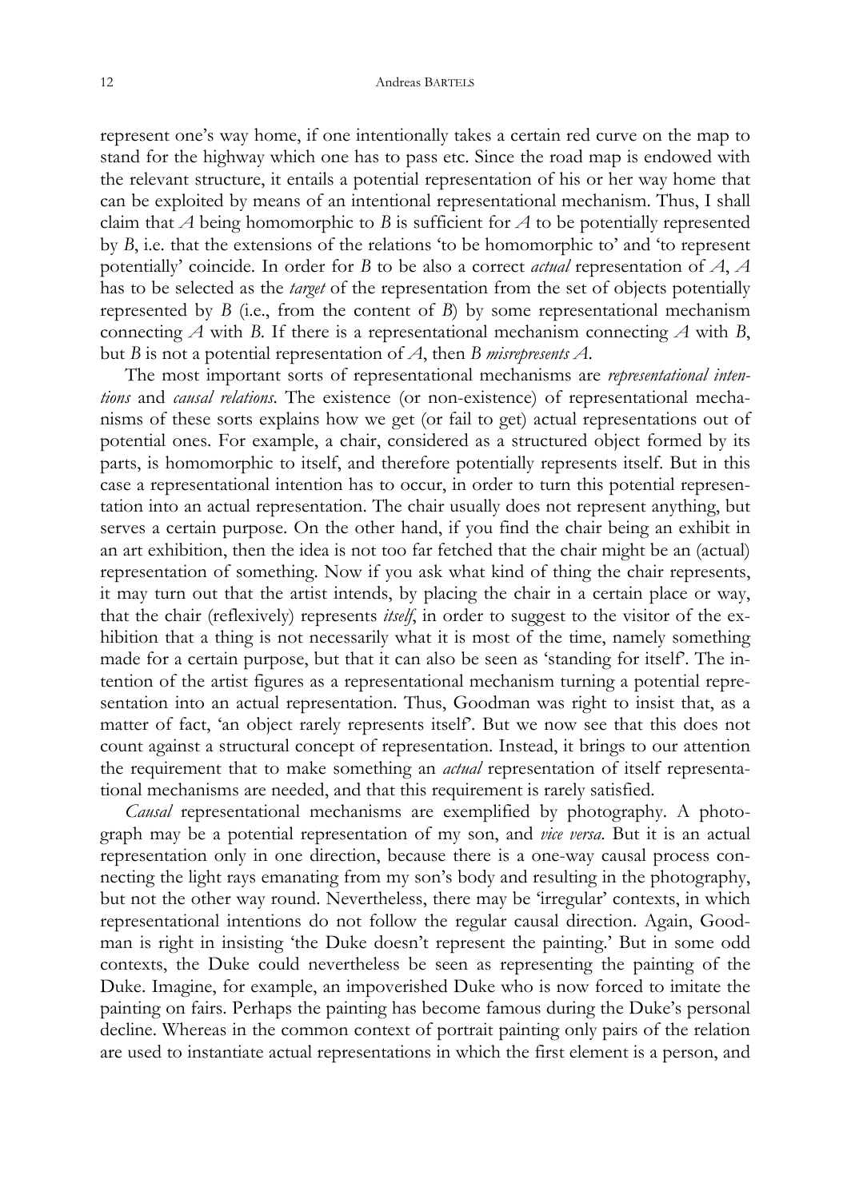represent one's way home, if one intentionally takes a certain red curve on the map to stand for the highway which one has to pass etc. Since the road map is endowed with the relevant structure, it entails a potential representation of his or her way home that can be exploited by means of an intentional representational mechanism. Thus, I shall claim that *A* being homomorphic to *B* is sufficient for *A* to be potentially represented by *B*, i.e. that the extensions of the relations 'to be homomorphic to' and 'to represent potentially' coincide. In order for *B* to be also a correct *actual* representation of *A*, *A* has to be selected as the *target* of the representation from the set of objects potentially represented by *B* (i.e., from the content of *B*) by some representational mechanism connecting *A* with *B*. If there is a representational mechanism connecting *A* with *B*, but *B* is not a potential representation of *A*, then *B misrepresents A*.

The most important sorts of representational mechanisms are *representational intentions* and *causal relations*. The existence (or non-existence) of representational mechanisms of these sorts explains how we get (or fail to get) actual representations out of potential ones. For example, a chair, considered as a structured object formed by its parts, is homomorphic to itself, and therefore potentially represents itself. But in this case a representational intention has to occur, in order to turn this potential representation into an actual representation. The chair usually does not represent anything, but serves a certain purpose. On the other hand, if you find the chair being an exhibit in an art exhibition, then the idea is not too far fetched that the chair might be an (actual) representation of something. Now if you ask what kind of thing the chair represents, it may turn out that the artist intends, by placing the chair in a certain place or way, that the chair (reflexively) represents *itself*, in order to suggest to the visitor of the exhibition that a thing is not necessarily what it is most of the time, namely something made for a certain purpose, but that it can also be seen as 'standing for itself'. The intention of the artist figures as a representational mechanism turning a potential representation into an actual representation. Thus, Goodman was right to insist that, as a matter of fact, 'an object rarely represents itself'. But we now see that this does not count against a structural concept of representation. Instead, it brings to our attention the requirement that to make something an *actual* representation of itself representational mechanisms are needed, and that this requirement is rarely satisfied.

*Causal* representational mechanisms are exemplified by photography. A photograph may be a potential representation of my son, and *vice versa*. But it is an actual representation only in one direction, because there is a one-way causal process connecting the light rays emanating from my son's body and resulting in the photography, but not the other way round. Nevertheless, there may be 'irregular' contexts, in which representational intentions do not follow the regular causal direction. Again, Goodman is right in insisting 'the Duke doesn't represent the painting.' But in some odd contexts, the Duke could nevertheless be seen as representing the painting of the Duke. Imagine, for example, an impoverished Duke who is now forced to imitate the painting on fairs. Perhaps the painting has become famous during the Duke's personal decline. Whereas in the common context of portrait painting only pairs of the relation are used to instantiate actual representations in which the first element is a person, and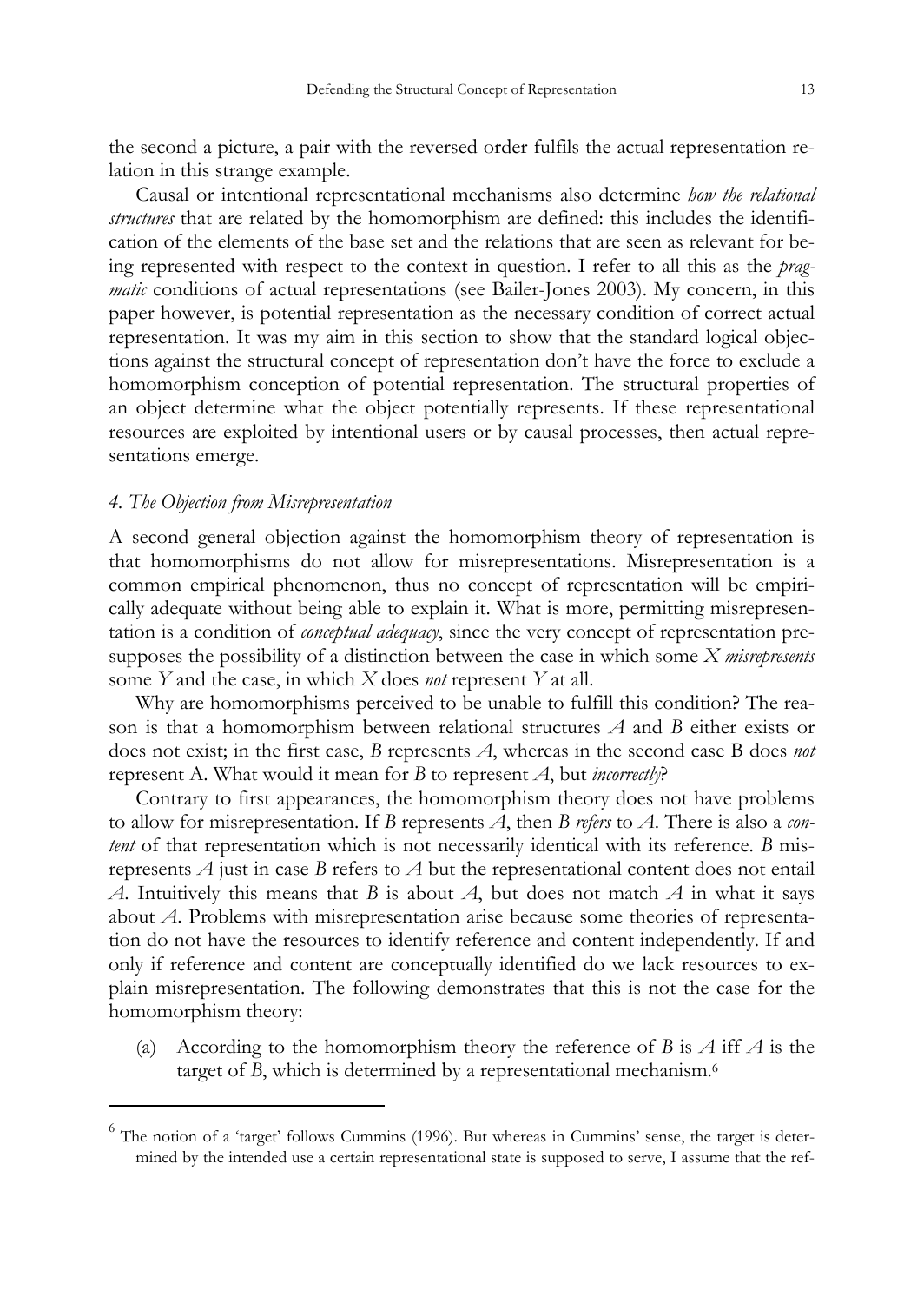the second a picture, a pair with the reversed order fulfils the actual representation relation in this strange example.

Causal or intentional representational mechanisms also determine *how the relational structures* that are related by the homomorphism are defined: this includes the identification of the elements of the base set and the relations that are seen as relevant for being represented with respect to the context in question. I refer to all this as the *pragmatic* conditions of actual representations (see Bailer-Jones 2003). My concern, in this paper however, is potential representation as the necessary condition of correct actual representation. It was my aim in this section to show that the standard logical objections against the structural concept of representation don't have the force to exclude a homomorphism conception of potential representation. The structural properties of an object determine what the object potentially represents. If these representational resources are exploited by intentional users or by causal processes, then actual representations emerge.

### *4. The Objection from Misrepresentation*

A second general objection against the homomorphism theory of representation is that homomorphisms do not allow for misrepresentations. Misrepresentation is a common empirical phenomenon, thus no concept of representation will be empirically adequate without being able to explain it. What is more, permitting misrepresentation is a condition of *conceptual adequacy*, since the very concept of representation presupposes the possibility of a distinction between the case in which some $X$ *misrepresents* some $Y$ and the case, in which $X$ does *not* represent $Y$ at all.

Why are homomorphisms perceived to be unable to fulfill this condition? The reason is that a homomorphism between relational structures $A$ and $B$ either exists or does not exist; in the first case, $B$ represents $A$, whereas in the second case B does *not* represent A. What would it mean for $B$ to represent $A$, but *incorrectly*?

Contrary to first appearances, the homomorphism theory does not have problems to allow for misrepresentation. If $B$ represents $A$, then $B$ *refers* to $A$. There is also a *content* of that representation which is not necessarily identical with its reference. $B$ misrepresents $A$ just in case $B$ refers to $A$ but the representational content does not entail $A$. Intuitively this means that $B$ is about $A$, but does not match $A$ in what it says about $A$. Problems with misrepresentation arise because some theories of representation do not have the resources to identify reference and content independently. If and only if reference and content are conceptually identified do we lack resources to explain misrepresentation. The following demonstrates that this is not the case for the homomorphism theory:

(a) According to the homomorphism theory the reference of $B$ is $A$ iff $A$ is the target of $B$, which is determined by a representational mechanism.[6]

---

[6] The notion of a 'target' follows Cummins (1996). But whereas in Cummins' sense, the target is determined by the intended use a certain representational state is supposed to serve, I assume that the ref-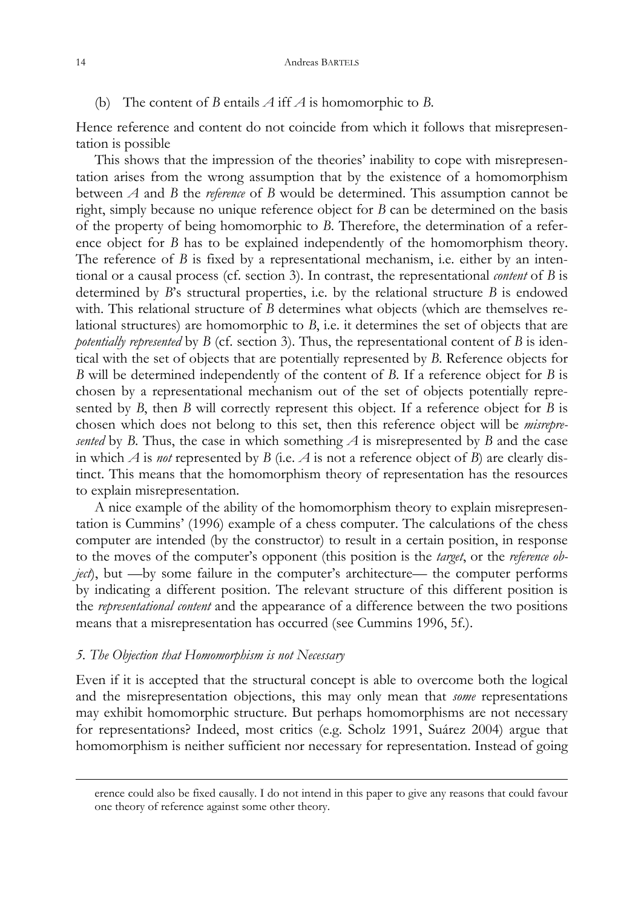(b) The content of $B$ entails $A$ iff $A$ is homomorphic to $B$.

Hence reference and content do not coincide from which it follows that misrepresentation is possible

This shows that the impression of the theories' inability to cope with misrepresentation arises from the wrong assumption that by the existence of a homomorphism between $A$ and $B$ the *reference* of $B$ would be determined. This assumption cannot be right, simply because no unique reference object for $B$ can be determined on the basis of the property of being homomorphic to $B$. Therefore, the determination of a reference object for $B$ has to be explained independently of the homomorphism theory. The reference of $B$ is fixed by a representational mechanism, i.e. either by an intentional or a causal process (cf. section 3). In contrast, the representational *content* of $B$ is determined by $B$'s structural properties, i.e. by the relational structure $B$ is endowed with. This relational structure of $B$ determines what objects (which are themselves relational structures) are homomorphic to $B$, i.e. it determines the set of objects that are *potentially represented* by $B$ (cf. section 3). Thus, the representational content of $B$ is identical with the set of objects that are potentially represented by $B$. Reference objects for $B$ will be determined independently of the content of $B$. If a reference object for $B$ is chosen by a representational mechanism out of the set of objects potentially represented by $B$, then $B$ will correctly represent this object. If a reference object for $B$ is chosen which does not belong to this set, then this reference object will be *misrepresented* by $B$. Thus, the case in which something $A$ is misrepresented by $B$ and the case in which $A$ is *not* represented by $B$ (i.e. $A$ is not a reference object of $B$) are clearly distinct. This means that the homomorphism theory of representation has the resources to explain misrepresentation.

A nice example of the ability of the homomorphism theory to explain misrepresentation is Cummins' (1996) example of a chess computer. The calculations of the chess computer are intended (by the constructor) to result in a certain position, in response to the moves of the computer's opponent (this position is the *target*, or the *reference object*), but —by some failure in the computer's architecture— the computer performs by indicating a different position. The relevant structure of this different position is the *representational content* and the appearance of a difference between the two positions means that a misrepresentation has occurred (see Cummins 1996, 5f.).

### *5. The Objection that Homomorphism is not Necessary*

Even if it is accepted that the structural concept is able to overcome both the logical and the misrepresentation objections, this may only mean that *some* representations may exhibit homomorphic structure. But perhaps homomorphisms are not necessary for representations? Indeed, most critics (e.g. Scholz 1991, Suárez 2004) argue that homomorphism is neither sufficient nor necessary for representation. Instead of going

---

erence could also be fixed causally. I do not intend in this paper to give any reasons that could favour one theory of reference against some other theory.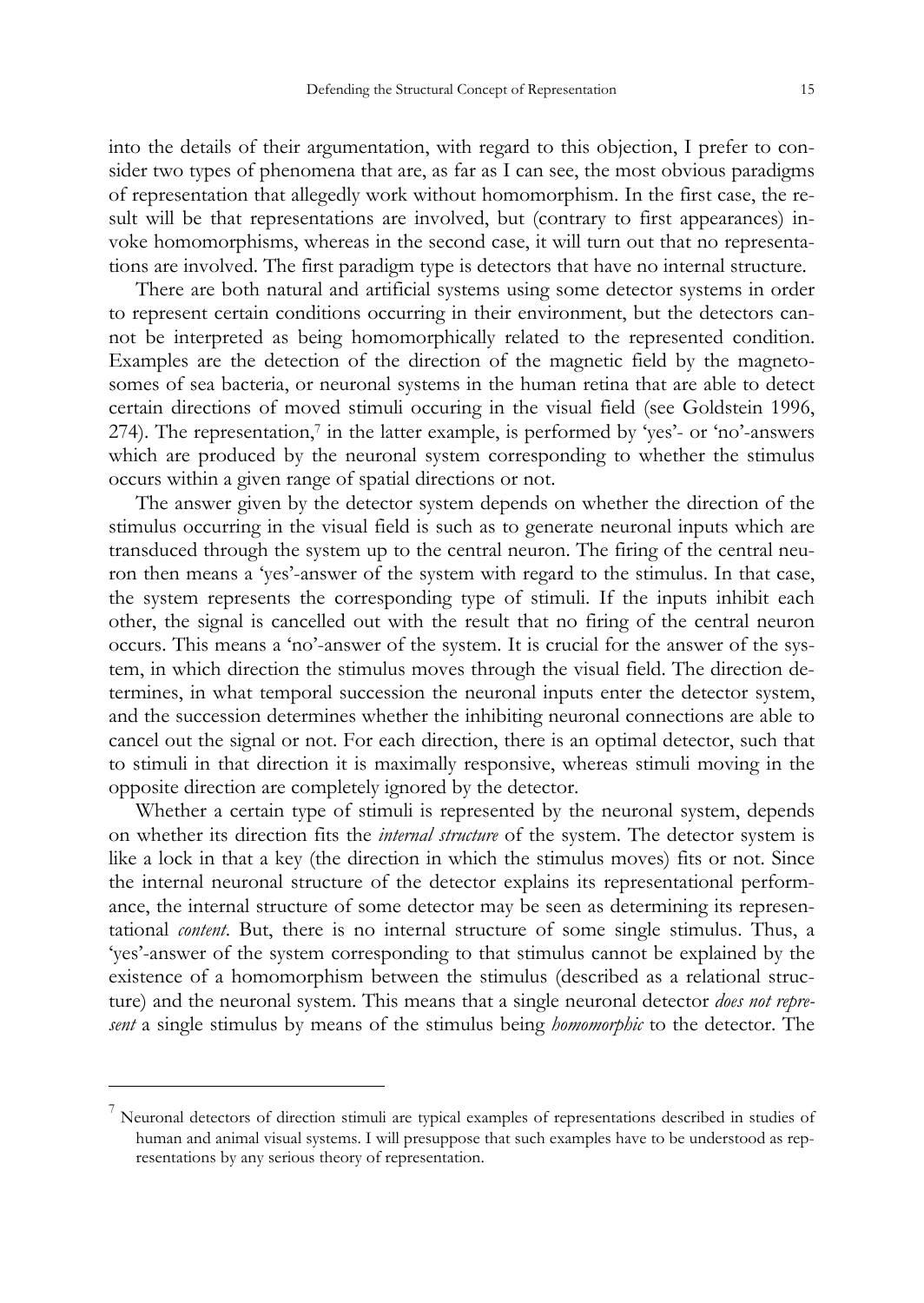into the details of their argumentation, with regard to this objection, I prefer to consider two types of phenomena that are, as far as I can see, the most obvious paradigms of representation that allegedly work without homomorphism. In the first case, the result will be that representations are involved, but (contrary to first appearances) invoke homomorphisms, whereas in the second case, it will turn out that no representations are involved. The first paradigm type is detectors that have no internal structure.

There are both natural and artificial systems using some detector systems in order to represent certain conditions occurring in their environment, but the detectors cannot be interpreted as being homomorphically related to the represented condition. Examples are the detection of the direction of the magnetic field by the magnetosomes of sea bacteria, or neuronal systems in the human retina that are able to detect certain directions of moved stimuli occuring in the visual field (see Goldstein 1996, 274). The representation,[7] in the latter example, is performed by 'yes'- or 'no'-answers which are produced by the neuronal system corresponding to whether the stimulus occurs within a given range of spatial directions or not.

The answer given by the detector system depends on whether the direction of the stimulus occurring in the visual field is such as to generate neuronal inputs which are transduced through the system up to the central neuron. The firing of the central neuron then means a 'yes'-answer of the system with regard to the stimulus. In that case, the system represents the corresponding type of stimuli. If the inputs inhibit each other, the signal is cancelled out with the result that no firing of the central neuron occurs. This means a 'no'-answer of the system. It is crucial for the answer of the system, in which direction the stimulus moves through the visual field. The direction determines, in what temporal succession the neuronal inputs enter the detector system, and the succession determines whether the inhibiting neuronal connections are able to cancel out the signal or not. For each direction, there is an optimal detector, such that to stimuli in that direction it is maximally responsive, whereas stimuli moving in the opposite direction are completely ignored by the detector.

Whether a certain type of stimuli is represented by the neuronal system, depends on whether its direction fits the *internal structure* of the system. The detector system is like a lock in that a key (the direction in which the stimulus moves) fits or not. Since the internal neuronal structure of the detector explains its representational performance, the internal structure of some detector may be seen as determining its representational *content*. But, there is no internal structure of some single stimulus. Thus, a 'yes'-answer of the system corresponding to that stimulus cannot be explained by the existence of a homomorphism between the stimulus (described as a relational structure) and the neuronal system. This means that a single neuronal detector *does not represent* a single stimulus by means of the stimulus being *homomorphic* to the detector. The

---

[7] Neuronal detectors of direction stimuli are typical examples of representations described in studies of human and animal visual systems. I will presuppose that such examples have to be understood as representations by any serious theory of representation.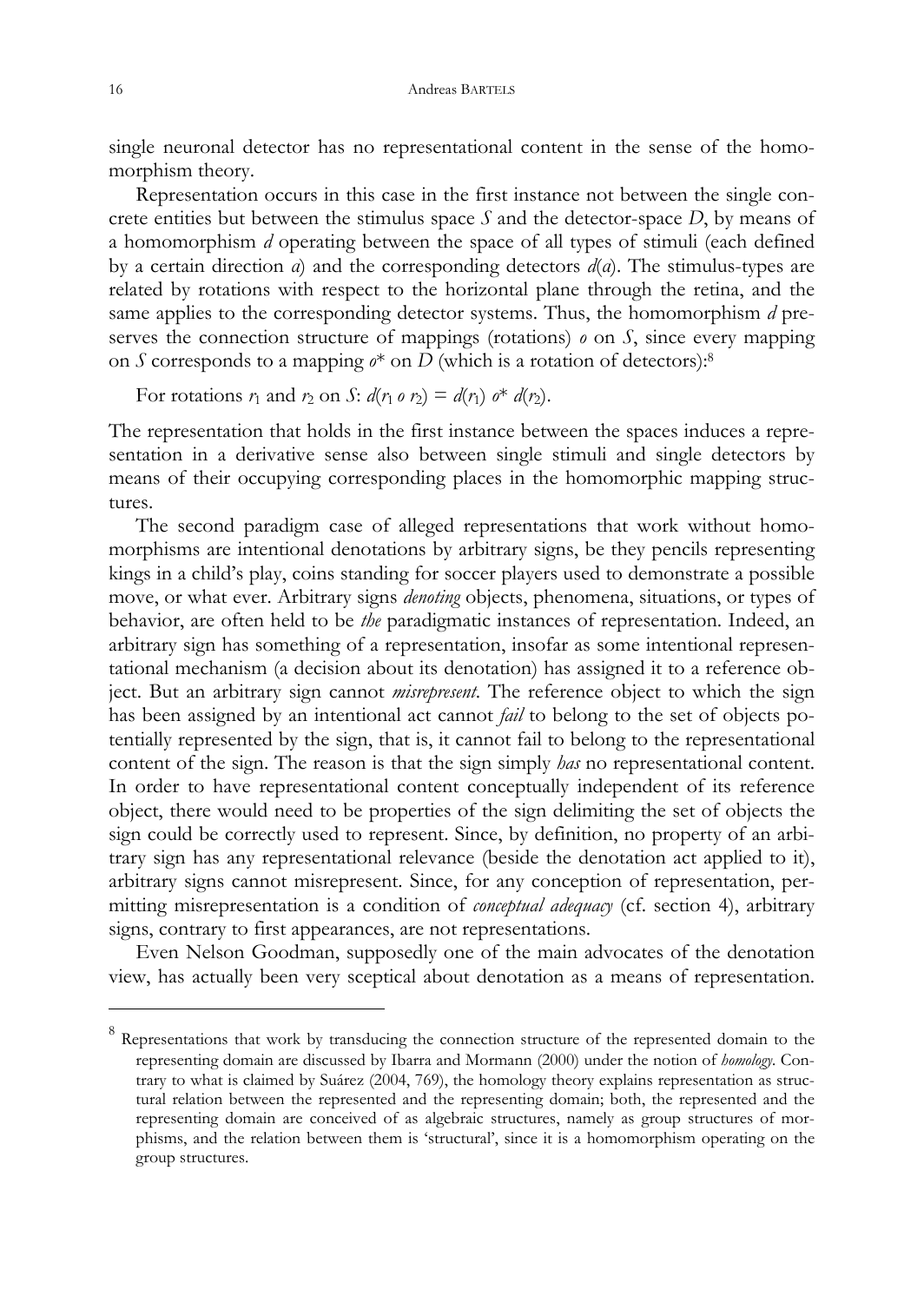single neuronal detector has no representational content in the sense of the homomorphism theory.

Representation occurs in this case in the first instance not between the single concrete entities but between the stimulus space $S$ and the detector-space $D$, by means of a homomorphism $d$ operating between the space of all types of stimuli (each defined by a certain direction $a$) and the corresponding detectors $d(a)$. The stimulus-types are related by rotations with respect to the horizontal plane through the retina, and the same applies to the corresponding detector systems. Thus, the homomorphism $d$ preserves the connection structure of mappings (rotations) $o$ on $S$, since every mapping on $S$ corresponds to a mapping $o^*$ on $D$ (which is a rotation of detectors):[8]

For rotations $r_1$ and $r_2$ on $S$: $d(r_1\, o\, r_2) = d(r_1)\, o^*\, d(r_2)$.

The representation that holds in the first instance between the spaces induces a representation in a derivative sense also between single stimuli and single detectors by means of their occupying corresponding places in the homomorphic mapping structures.

The second paradigm case of alleged representations that work without homomorphisms are intentional denotations by arbitrary signs, be they pencils representing kings in a child's play, coins standing for soccer players used to demonstrate a possible move, or what ever. Arbitrary signs *denoting* objects, phenomena, situations, or types of behavior, are often held to be *the* paradigmatic instances of representation. Indeed, an arbitrary sign has something of a representation, insofar as some intentional representational mechanism (a decision about its denotation) has assigned it to a reference object. But an arbitrary sign cannot *misrepresent*. The reference object to which the sign has been assigned by an intentional act cannot *fail* to belong to the set of objects potentially represented by the sign, that is, it cannot fail to belong to the representational content of the sign. The reason is that the sign simply *has* no representational content. In order to have representational content conceptually independent of its reference object, there would need to be properties of the sign delimiting the set of objects the sign could be correctly used to represent. Since, by definition, no property of an arbitrary sign has any representational relevance (beside the denotation act applied to it), arbitrary signs cannot misrepresent. Since, for any conception of representation, permitting misrepresentation is a condition of *conceptual adequacy* (cf. section 4), arbitrary signs, contrary to first appearances, are not representations.

Even Nelson Goodman, supposedly one of the main advocates of the denotation view, has actually been very sceptical about denotation as a means of representation.

---

[8] Representations that work by transducing the connection structure of the represented domain to the representing domain are discussed by Ibarra and Mormann (2000) under the notion of *homology*. Contrary to what is claimed by Suárez (2004, 769), the homology theory explains representation as structural relation between the represented and the representing domain; both, the represented and the representing domain are conceived of as algebraic structures, namely as group structures of morphisms, and the relation between them is 'structural', since it is a homomorphism operating on the group structures.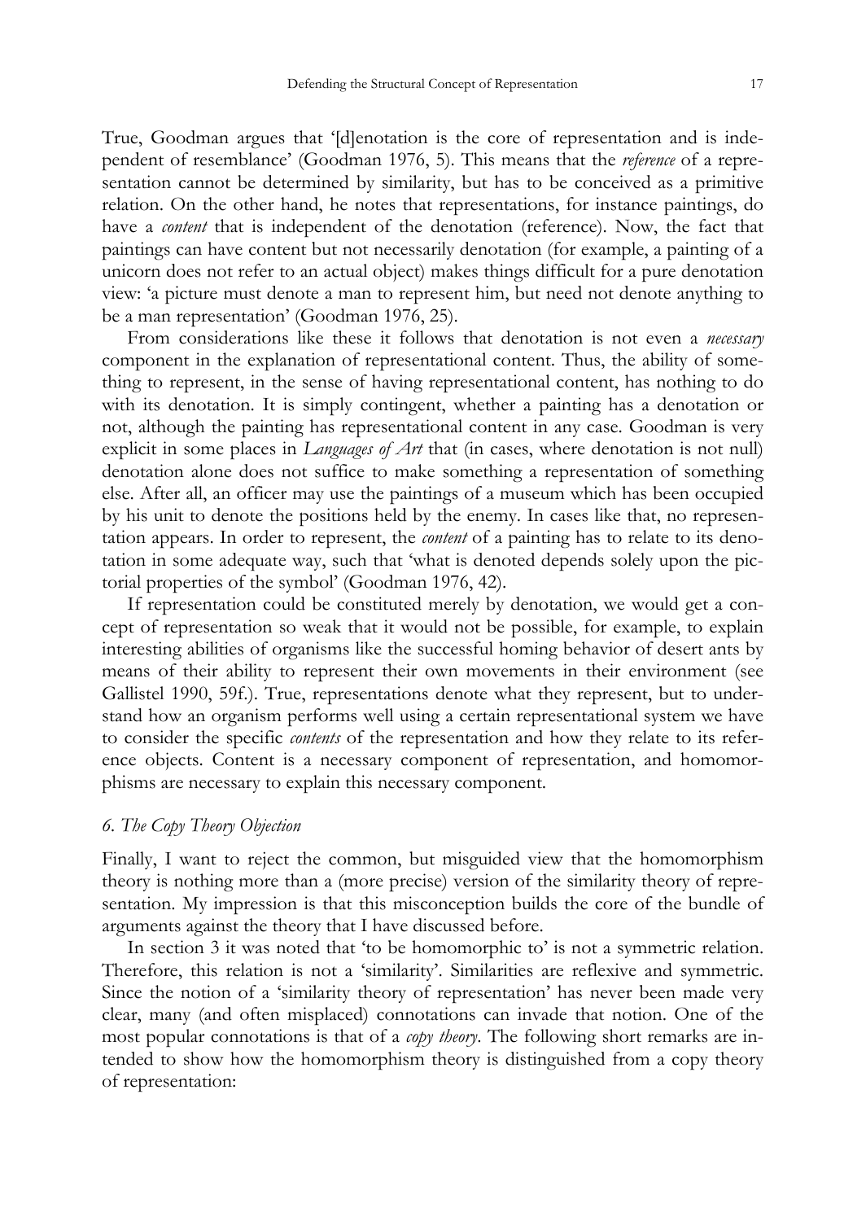True, Goodman argues that '[d]enotation is the core of representation and is independent of resemblance' (Goodman 1976, 5). This means that the *reference* of a representation cannot be determined by similarity, but has to be conceived as a primitive relation. On the other hand, he notes that representations, for instance paintings, do have a *content* that is independent of the denotation (reference). Now, the fact that paintings can have content but not necessarily denotation (for example, a painting of a unicorn does not refer to an actual object) makes things difficult for a pure denotation view: 'a picture must denote a man to represent him, but need not denote anything to be a man representation' (Goodman 1976, 25).

From considerations like these it follows that denotation is not even a *necessary* component in the explanation of representational content. Thus, the ability of something to represent, in the sense of having representational content, has nothing to do with its denotation. It is simply contingent, whether a painting has a denotation or not, although the painting has representational content in any case. Goodman is very explicit in some places in *Languages of Art* that (in cases, where denotation is not null) denotation alone does not suffice to make something a representation of something else. After all, an officer may use the paintings of a museum which has been occupied by his unit to denote the positions held by the enemy. In cases like that, no representation appears. In order to represent, the *content* of a painting has to relate to its denotation in some adequate way, such that 'what is denoted depends solely upon the pictorial properties of the symbol' (Goodman 1976, 42).

If representation could be constituted merely by denotation, we would get a concept of representation so weak that it would not be possible, for example, to explain interesting abilities of organisms like the successful homing behavior of desert ants by means of their ability to represent their own movements in their environment (see Gallistel 1990, 59f.). True, representations denote what they represent, but to understand how an organism performs well using a certain representational system we have to consider the specific *contents* of the representation and how they relate to its reference objects. Content is a necessary component of representation, and homomorphisms are necessary to explain this necessary component.

## *6. The Copy Theory Objection*

Finally, I want to reject the common, but misguided view that the homomorphism theory is nothing more than a (more precise) version of the similarity theory of representation. My impression is that this misconception builds the core of the bundle of arguments against the theory that I have discussed before.

In section 3 it was noted that 'to be homomorphic to' is not a symmetric relation. Therefore, this relation is not a 'similarity'. Similarities are reflexive and symmetric. Since the notion of a 'similarity theory of representation' has never been made very clear, many (and often misplaced) connotations can invade that notion. One of the most popular connotations is that of a *copy theory*. The following short remarks are intended to show how the homomorphism theory is distinguished from a copy theory of representation: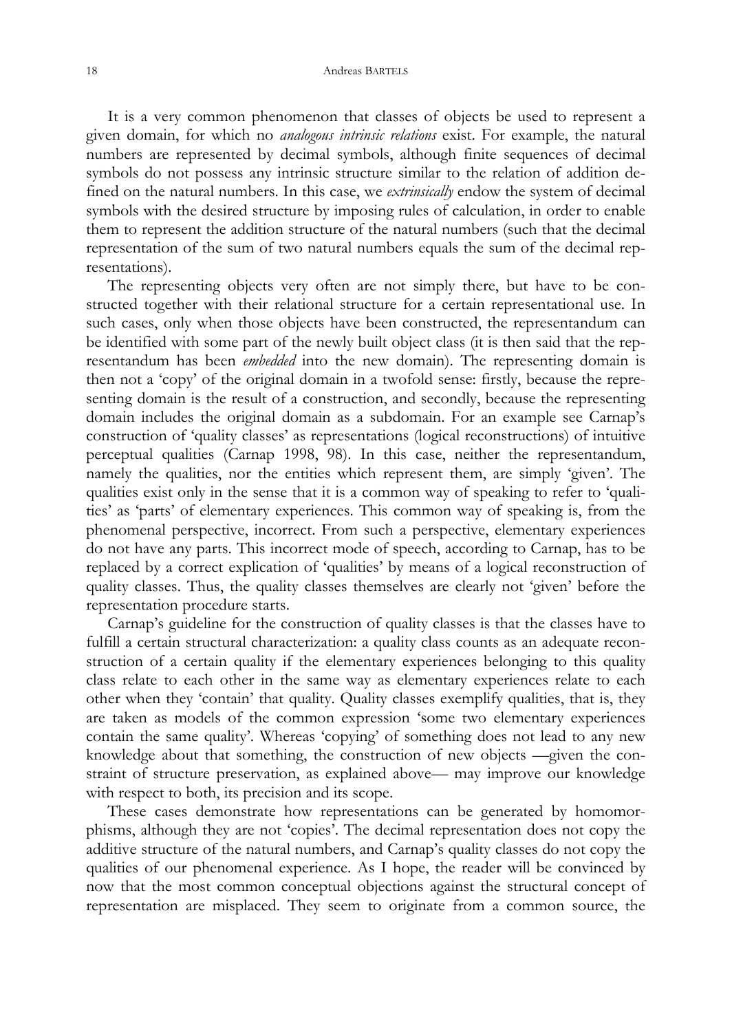It is a very common phenomenon that classes of objects be used to represent a given domain, for which no *analogous intrinsic relations* exist. For example, the natural numbers are represented by decimal symbols, although finite sequences of decimal symbols do not possess any intrinsic structure similar to the relation of addition defined on the natural numbers. In this case, we *extrinsically* endow the system of decimal symbols with the desired structure by imposing rules of calculation, in order to enable them to represent the addition structure of the natural numbers (such that the decimal representation of the sum of two natural numbers equals the sum of the decimal representations).

The representing objects very often are not simply there, but have to be constructed together with their relational structure for a certain representational use. In such cases, only when those objects have been constructed, the representandum can be identified with some part of the newly built object class (it is then said that the representandum has been *embedded* into the new domain). The representing domain is then not a 'copy' of the original domain in a twofold sense: firstly, because the representing domain is the result of a construction, and secondly, because the representing domain includes the original domain as a subdomain. For an example see Carnap's construction of 'quality classes' as representations (logical reconstructions) of intuitive perceptual qualities (Carnap 1998, 98). In this case, neither the representandum, namely the qualities, nor the entities which represent them, are simply 'given'. The qualities exist only in the sense that it is a common way of speaking to refer to 'qualities' as 'parts' of elementary experiences. This common way of speaking is, from the phenomenal perspective, incorrect. From such a perspective, elementary experiences do not have any parts. This incorrect mode of speech, according to Carnap, has to be replaced by a correct explication of 'qualities' by means of a logical reconstruction of quality classes. Thus, the quality classes themselves are clearly not 'given' before the representation procedure starts.

Carnap's guideline for the construction of quality classes is that the classes have to fulfill a certain structural characterization: a quality class counts as an adequate reconstruction of a certain quality if the elementary experiences belonging to this quality class relate to each other in the same way as elementary experiences relate to each other when they 'contain' that quality. Quality classes exemplify qualities, that is, they are taken as models of the common expression 'some two elementary experiences contain the same quality'. Whereas 'copying' of something does not lead to any new knowledge about that something, the construction of new objects —given the constraint of structure preservation, as explained above— may improve our knowledge with respect to both, its precision and its scope.

These cases demonstrate how representations can be generated by homomorphisms, although they are not 'copies'. The decimal representation does not copy the additive structure of the natural numbers, and Carnap's quality classes do not copy the qualities of our phenomenal experience. As I hope, the reader will be convinced by now that the most common conceptual objections against the structural concept of representation are misplaced. They seem to originate from a common source, the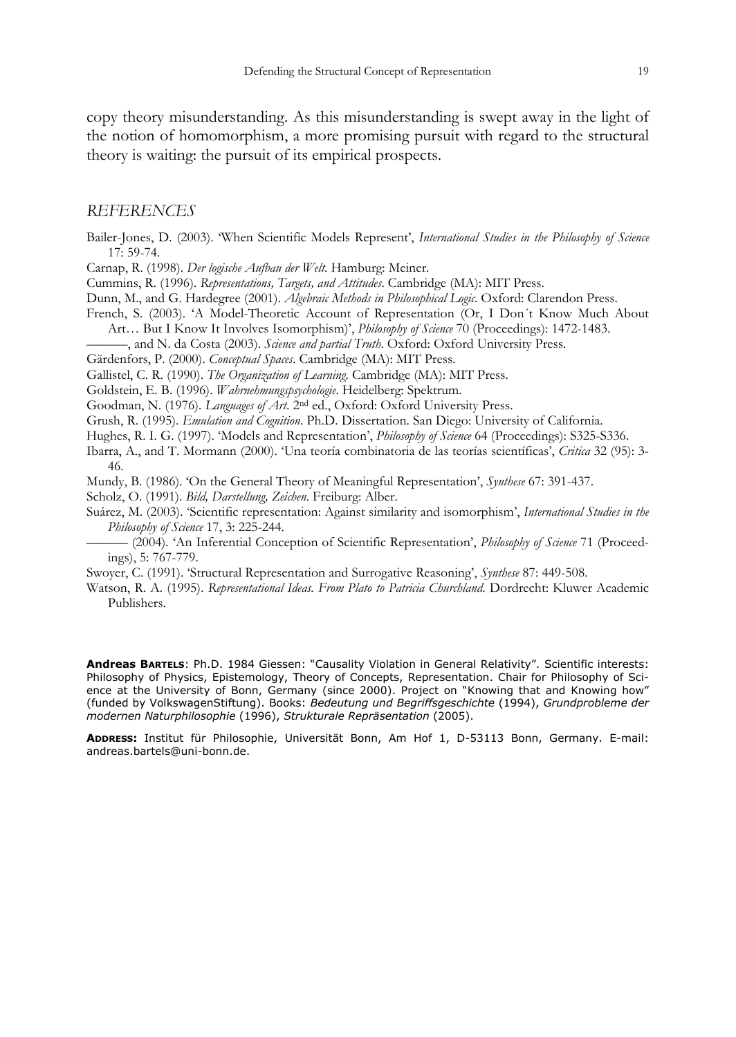copy theory misunderstanding. As this misunderstanding is swept away in the light of the notion of homomorphism, a more promising pursuit with regard to the structural theory is waiting: the pursuit of its empirical prospects.

## *REFERENCES*

Bailer-Jones, D. (2003). 'When Scientific Models Represent', *International Studies in the Philosophy of Science* 17: 59-74.

Carnap, R. (1998). *Der logische Aufbau der Welt*. Hamburg: Meiner.

Cummins, R. (1996). *Representations, Targets, and Attitudes*. Cambridge (MA): MIT Press.

Dunn, M., and G. Hardegree (2001). *Algebraic Methods in Philosophical Logic*. Oxford: Clarendon Press.

French, S. (2003). 'A Model-Theoretic Account of Representation (Or, I Don´t Know Much About Art… But I Know It Involves Isomorphism)', *Philosophy of Science* 70 (Proceedings): 1472-1483.

———, and N. da Costa (2003). *Science and partial Truth*. Oxford: Oxford University Press.

Gärdenfors, P. (2000). *Conceptual Spaces*. Cambridge (MA): MIT Press.

Gallistel, C. R. (1990). *The Organization of Learning*. Cambridge (MA): MIT Press.

Goldstein, E. B. (1996). *Wahrnehmungspsychologie*. Heidelberg: Spektrum.

Goodman, N. (1976). *Languages of Art*. 2nd ed., Oxford: Oxford University Press.

Grush, R. (1995). *Emulation and Cognition*. Ph.D. Dissertation. San Diego: University of California.

Hughes, R. I. G. (1997). 'Models and Representation', *Philosophy of Science* 64 (Proceedings): S325-S336.

Ibarra, A., and T. Mormann (2000). 'Una teoría combinatoria de las teorías scientíficas', *Critica* 32 (95): 3-46.

Mundy, B. (1986). 'On the General Theory of Meaningful Representation', *Synthese* 67: 391-437.

Scholz, O. (1991). *Bild, Darstellung, Zeichen*. Freiburg: Alber.

Suárez, M. (2003). 'Scientific representation: Against similarity and isomorphism', *International Studies in the Philosophy of Science* 17, 3: 225-244.

——— (2004). 'An Inferential Conception of Scientific Representation', *Philosophy of Science* 71 (Proceedings), 5: 767-779.

Swoyer, C. (1991). 'Structural Representation and Surrogative Reasoning', *Synthese* 87: 449-508.

Watson, R. A. (1995). *Representational Ideas. From Plato to Patricia Churchland*. Dordrecht: Kluwer Academic Publishers.

**Andreas BARTELS**: Ph.D. 1984 Giessen: "Causality Violation in General Relativity". Scientific interests: Philosophy of Physics, Epistemology, Theory of Concepts, Representation. Chair for Philosophy of Science at the University of Bonn, Germany (since 2000). Project on "Knowing that and Knowing how" (funded by VolkswagenStiftung). Books: *Bedeutung und Begriffsgeschichte* (1994), *Grundprobleme der modernen Naturphilosophie* (1996), *Strukturale Repräsentation* (2005).

**ADDRESS:** Institut für Philosophie, Universität Bonn, Am Hof 1, D-53113 Bonn, Germany. E-mail: andreas.bartels@uni-bonn.de.